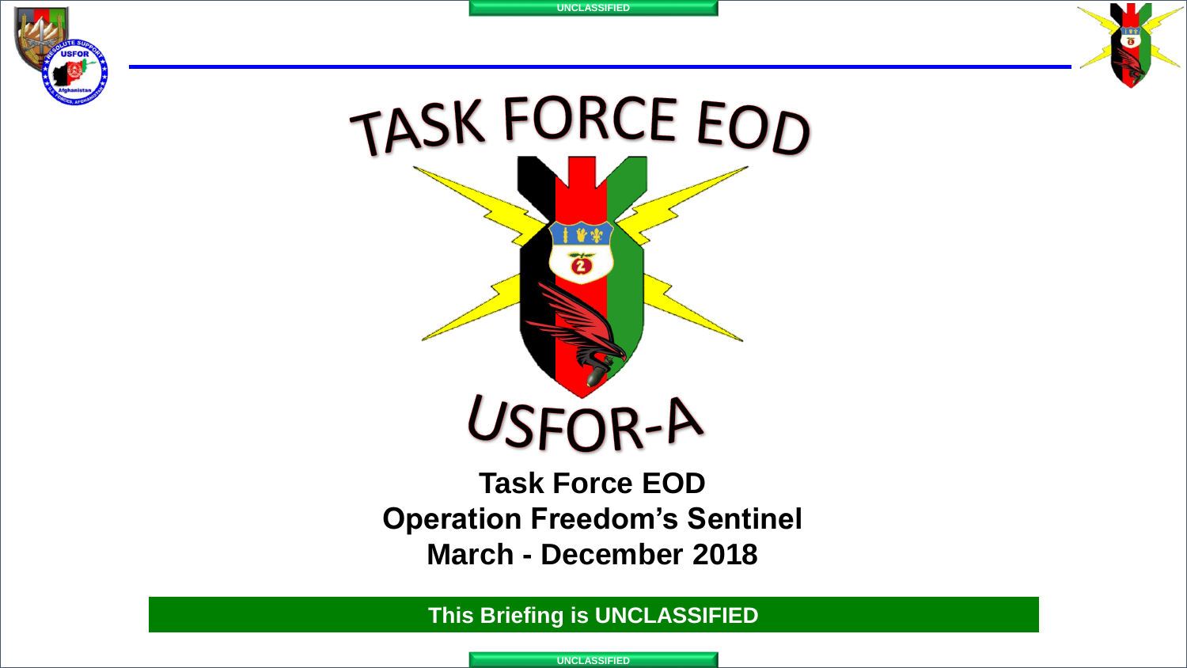# TASK FORCE EOD

USFOR-A

**Task Force EOD**
**Operation Freedom's Sentinel**
**March - December 2018**

**This Briefing is UNCLASSIFIED**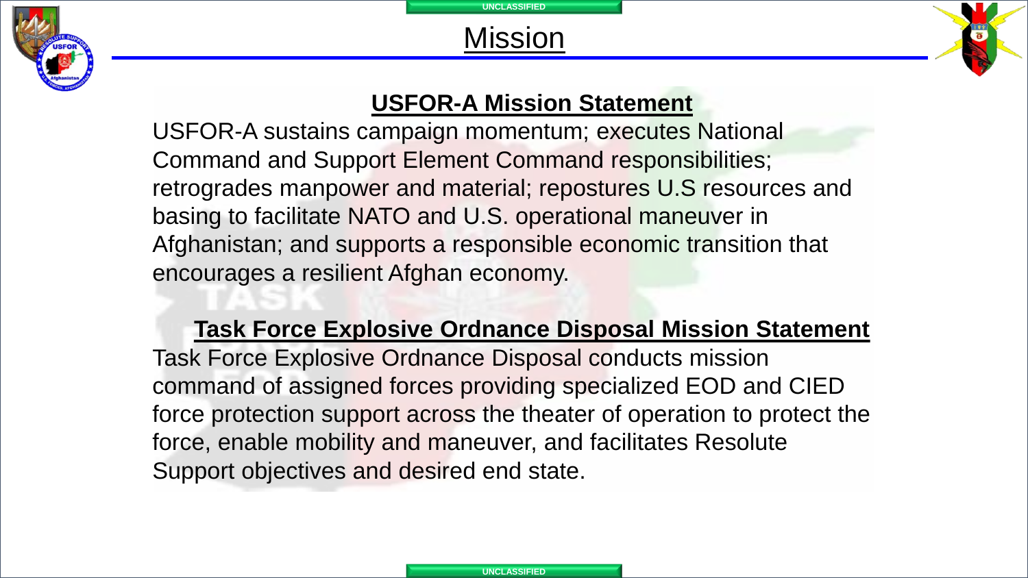# Mission

## USFOR-A Mission Statement

USFOR-A sustains campaign momentum; executes National Command and Support Element Command responsibilities; retrogrades manpower and material; repostures U.S resources and basing to facilitate NATO and U.S. operational maneuver in Afghanistan; and supports a responsible economic transition that encourages a resilient Afghan economy.

## Task Force Explosive Ordnance Disposal Mission Statement

Task Force Explosive Ordnance Disposal conducts mission command of assigned forces providing specialized EOD and CIED force protection support across the theater of operation to protect the force, enable mobility and maneuver, and facilitates Resolute Support objectives and desired end state.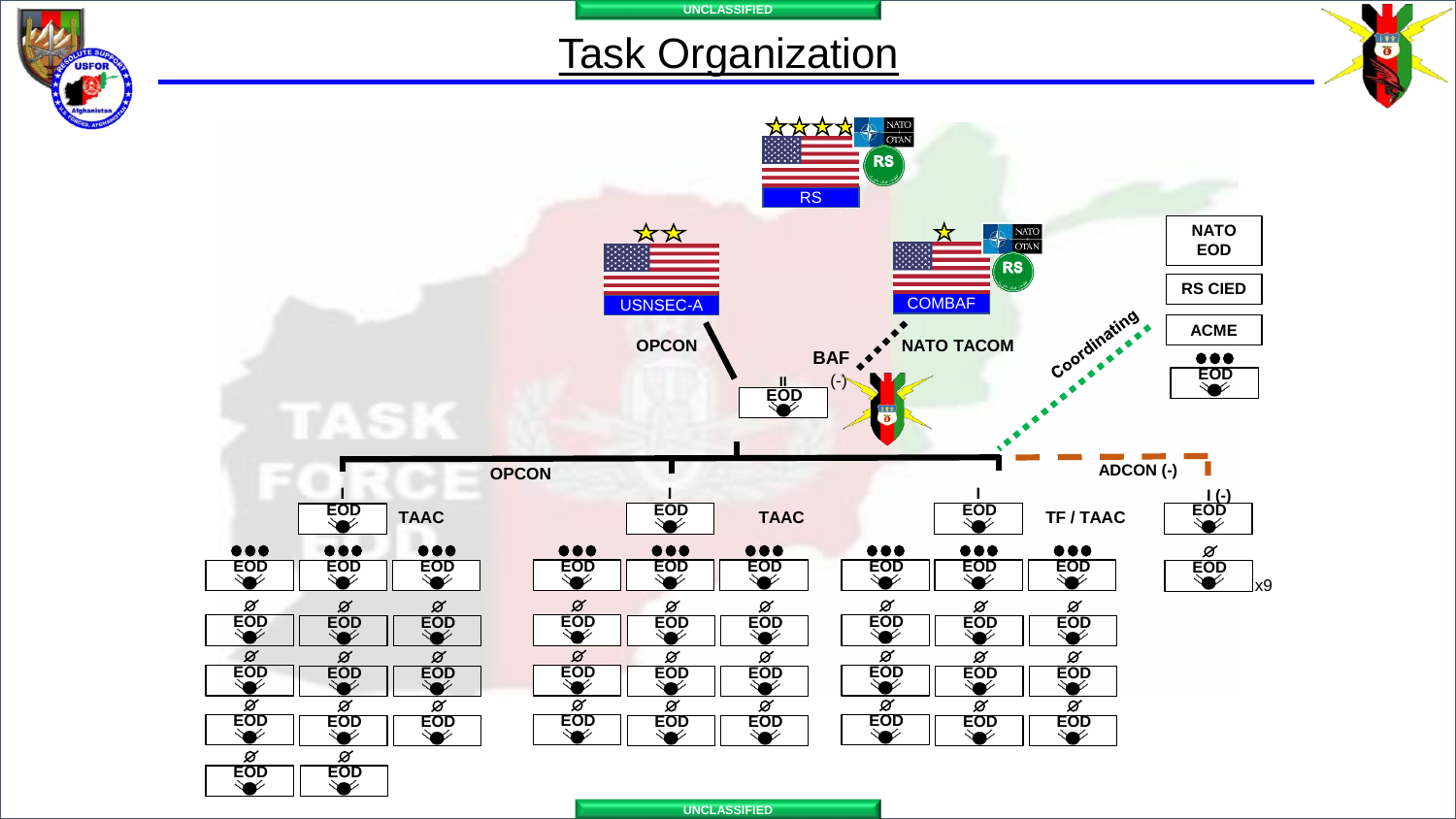# Task Organization

RS

USNSEC-A

COMBAF

NATO EOD

RS CIED

ACME

OPCON

BAF

(-)

NATO TACOM

Coordinating

II EOD

OPCON

ADCON (-)

I EOD TAAC

I EOD TAAC

I EOD TF / TAAC

I (-) EOD

EOD x9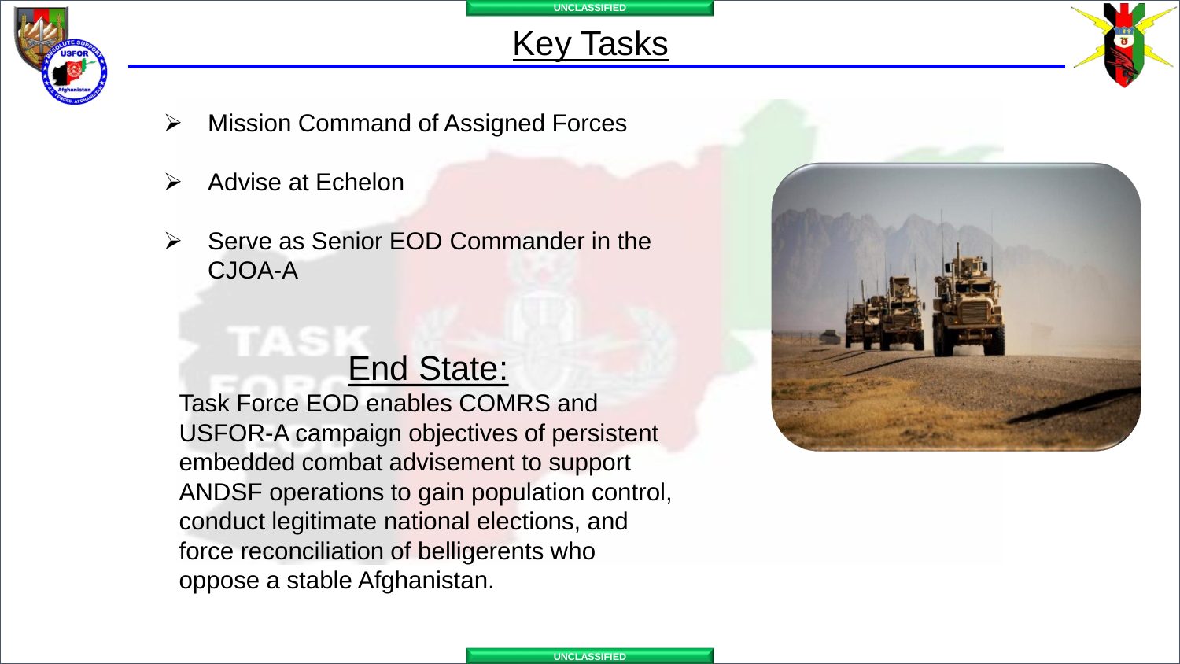# Key Tasks

- Mission Command of Assigned Forces
- Advise at Echelon
- Serve as Senior EOD Commander in the CJOA-A

## End State:

Task Force EOD enables COMRS and USFOR-A campaign objectives of persistent embedded combat advisement to support ANDSF operations to gain population control, conduct legitimate national elections, and force reconciliation of belligerents who oppose a stable Afghanistan.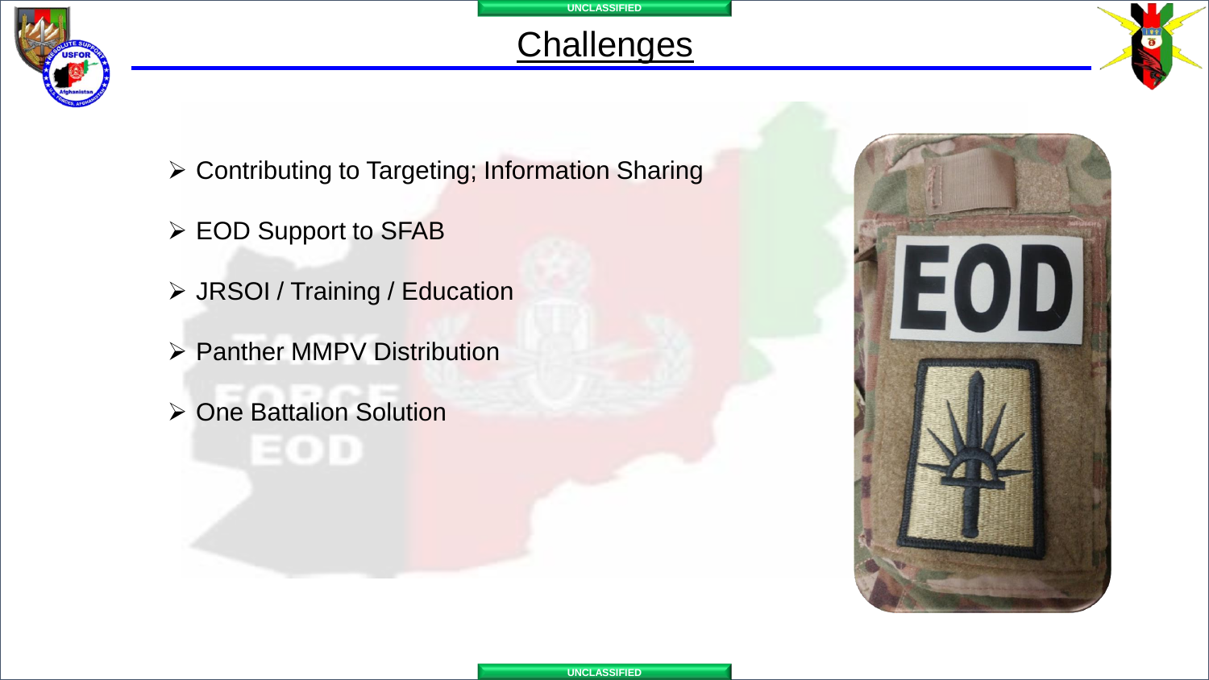# Challenges

- Contributing to Targeting; Information Sharing
- EOD Support to SFAB
- JRSOI / Training / Education
- Panther MMPV Distribution
- One Battalion Solution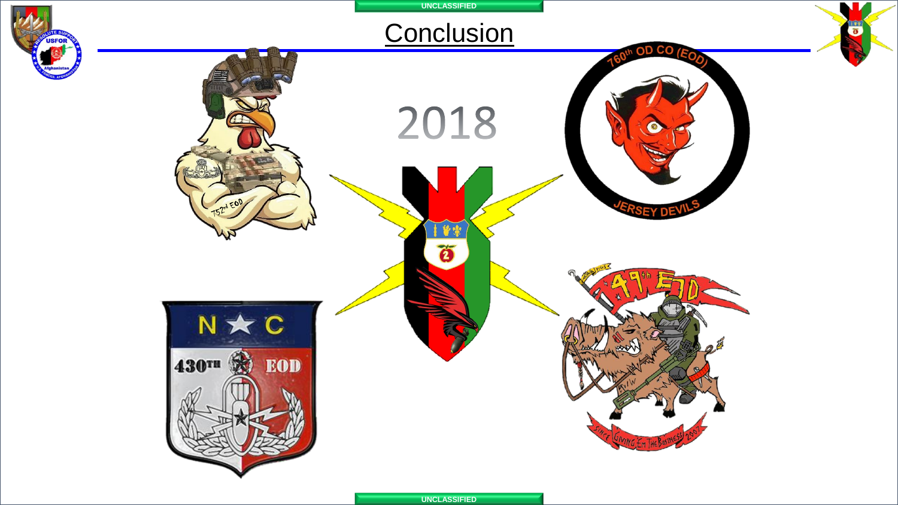# Conclusion

2018